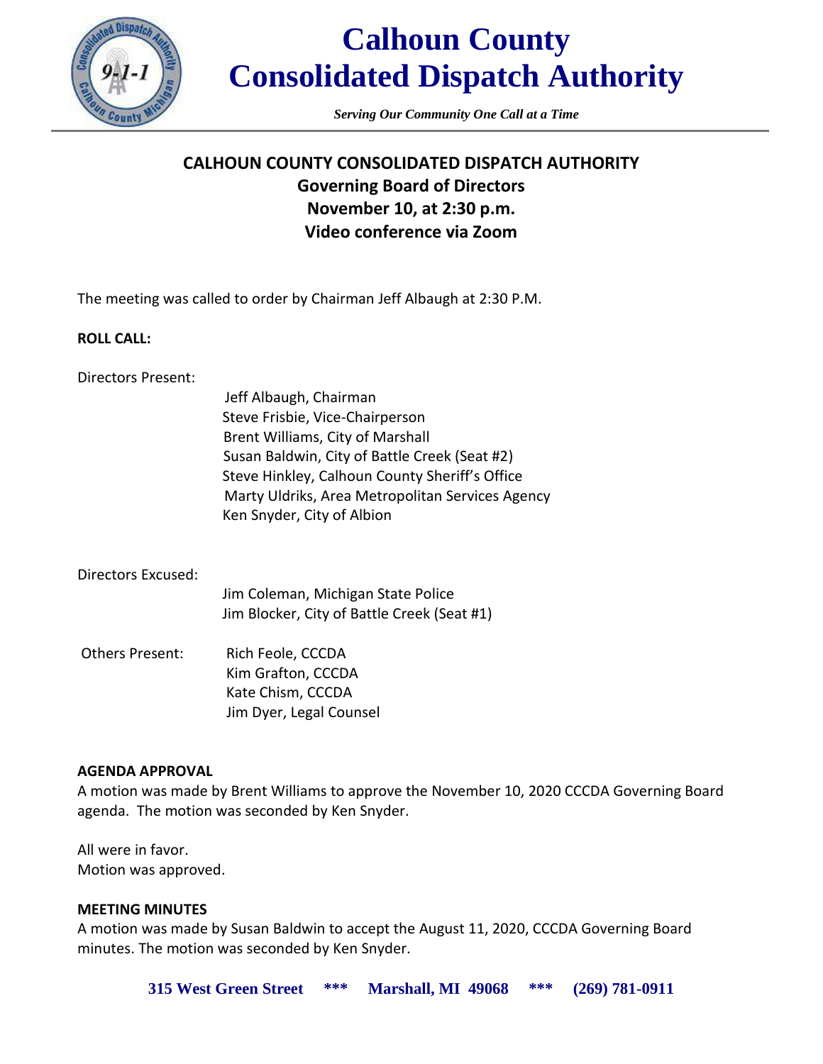# Calhoun County Consolidated Dispatch Authority

*Serving Our Community One Call at a Time*

## CALHOUN COUNTY CONSOLIDATED DISPATCH AUTHORITY
## Governing Board of Directors
## November 10, at 2:30 p.m.
## Video conference via Zoom

The meeting was called to order by Chairman Jeff Albaugh at 2:30 P.M.

**ROLL CALL:**

Directors Present:

- Jeff Albaugh, Chairman
- Steve Frisbie, Vice-Chairperson
- Brent Williams, City of Marshall
- Susan Baldwin, City of Battle Creek (Seat #2)
- Steve Hinkley, Calhoun County Sheriff's Office
- Marty Uldriks, Area Metropolitan Services Agency
- Ken Snyder, City of Albion

Directors Excused:

- Jim Coleman, Michigan State Police
- Jim Blocker, City of Battle Creek (Seat #1)

Others Present:

- Rich Feole, CCCDA
- Kim Grafton, CCCDA
- Kate Chism, CCCDA
- Jim Dyer, Legal Counsel

**AGENDA APPROVAL**

A motion was made by Brent Williams to approve the November 10, 2020 CCCDA Governing Board agenda. The motion was seconded by Ken Snyder.

All were in favor.
Motion was approved.

**MEETING MINUTES**

A motion was made by Susan Baldwin to accept the August 11, 2020, CCCDA Governing Board minutes. The motion was seconded by Ken Snyder.

**315 West Green Street \*\*\* Marshall, MI 49068 \*\*\* (269) 781-0911**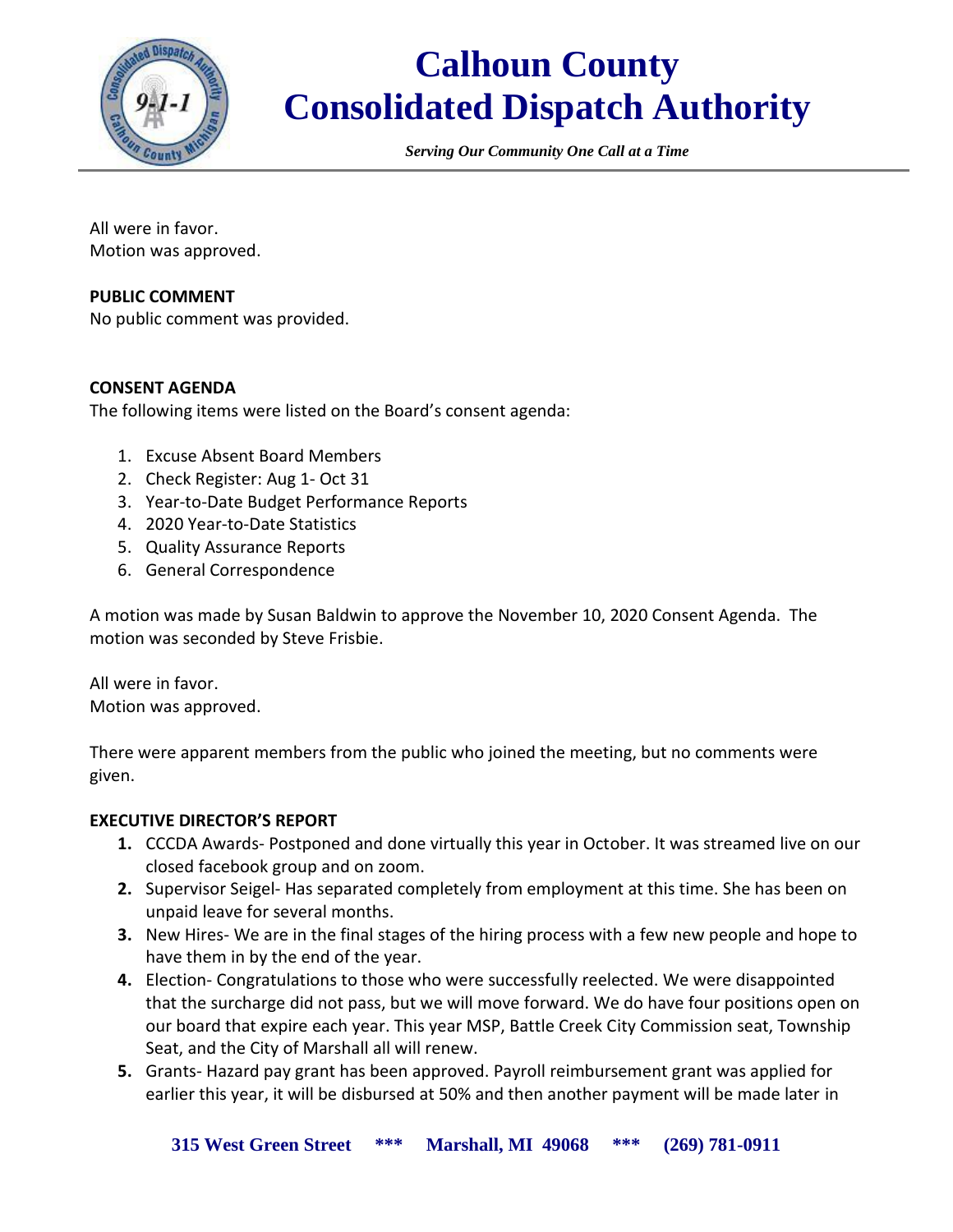All were in favor.
Motion was approved.

**PUBLIC COMMENT**
No public comment was provided.

**CONSENT AGENDA**
The following items were listed on the Board's consent agenda:

1. Excuse Absent Board Members
2. Check Register: Aug 1- Oct 31
3. Year-to-Date Budget Performance Reports
4. 2020 Year-to-Date Statistics
5. Quality Assurance Reports
6. General Correspondence

A motion was made by Susan Baldwin to approve the November 10, 2020 Consent Agenda. The motion was seconded by Steve Frisbie.

All were in favor.
Motion was approved.

There were apparent members from the public who joined the meeting, but no comments were given.

**EXECUTIVE DIRECTOR'S REPORT**

1. CCCDA Awards- Postponed and done virtually this year in October. It was streamed live on our closed facebook group and on zoom.
2. Supervisor Seigel- Has separated completely from employment at this time. She has been on unpaid leave for several months.
3. New Hires- We are in the final stages of the hiring process with a few new people and hope to have them in by the end of the year.
4. Election- Congratulations to those who were successfully reelected. We were disappointed that the surcharge did not pass, but we will move forward. We do have four positions open on our board that expire each year. This year MSP, Battle Creek City Commission seat, Township Seat, and the City of Marshall all will renew.
5. Grants- Hazard pay grant has been approved. Payroll reimbursement grant was applied for earlier this year, it will be disbursed at 50% and then another payment will be made later in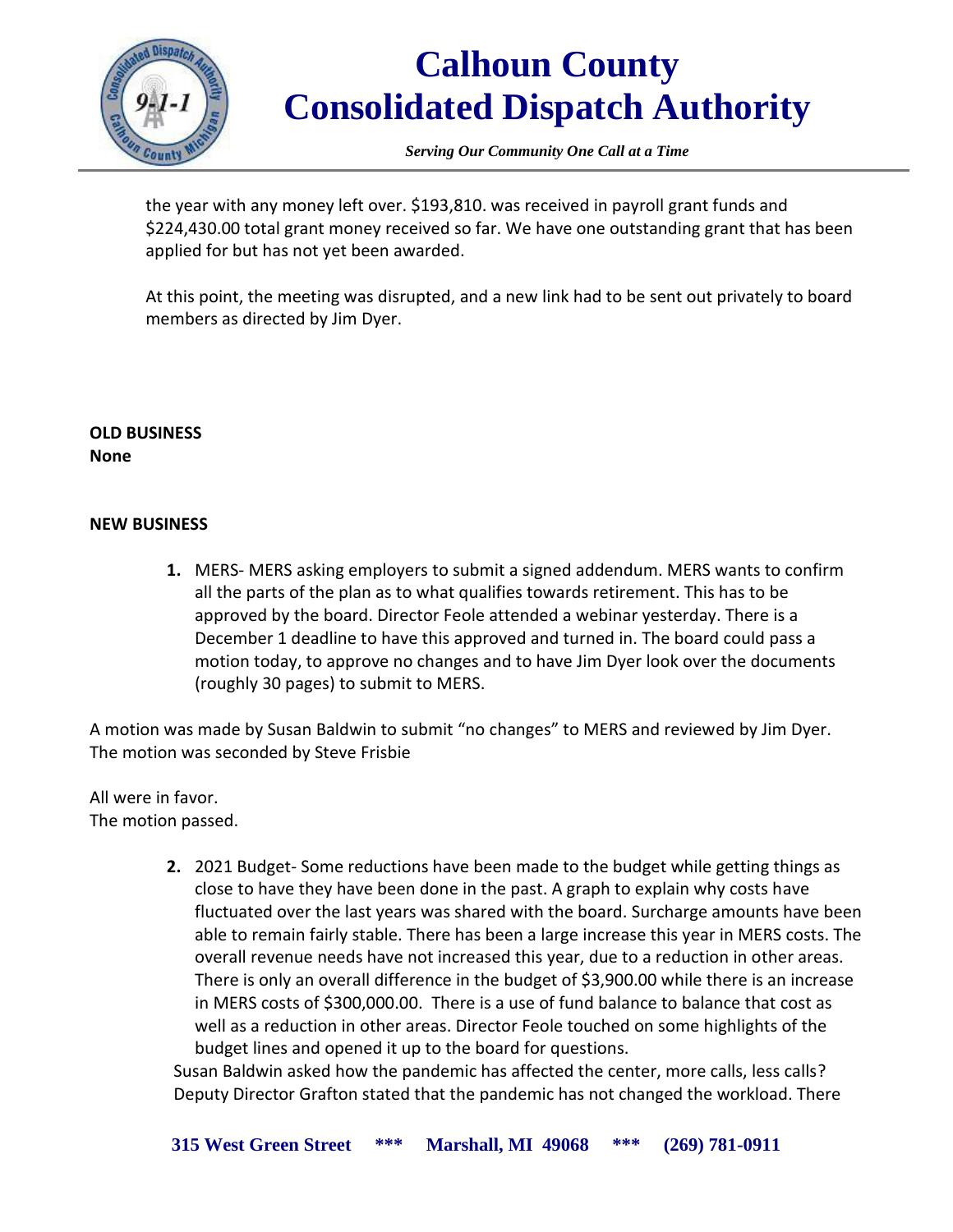the year with any money left over. $193,810. was received in payroll grant funds and $224,430.00 total grant money received so far. We have one outstanding grant that has been applied for but has not yet been awarded.

At this point, the meeting was disrupted, and a new link had to be sent out privately to board members as directed by Jim Dyer.

**OLD BUSINESS**
**None**

**NEW BUSINESS**

1. MERS- MERS asking employers to submit a signed addendum. MERS wants to confirm all the parts of the plan as to what qualifies towards retirement. This has to be approved by the board. Director Feole attended a webinar yesterday. There is a December 1 deadline to have this approved and turned in. The board could pass a motion today, to approve no changes and to have Jim Dyer look over the documents (roughly 30 pages) to submit to MERS.

A motion was made by Susan Baldwin to submit "no changes" to MERS and reviewed by Jim Dyer. The motion was seconded by Steve Frisbie

All were in favor.
The motion passed.

2. 2021 Budget- Some reductions have been made to the budget while getting things as close to have they have been done in the past. A graph to explain why costs have fluctuated over the last years was shared with the board. Surcharge amounts have been able to remain fairly stable. There has been a large increase this year in MERS costs. The overall revenue needs have not increased this year, due to a reduction in other areas. There is only an overall difference in the budget of $3,900.00 while there is an increase in MERS costs of $300,000.00. There is a use of fund balance to balance that cost as well as a reduction in other areas. Director Feole touched on some highlights of the budget lines and opened it up to the board for questions.

Susan Baldwin asked how the pandemic has affected the center, more calls, less calls? Deputy Director Grafton stated that the pandemic has not changed the workload. There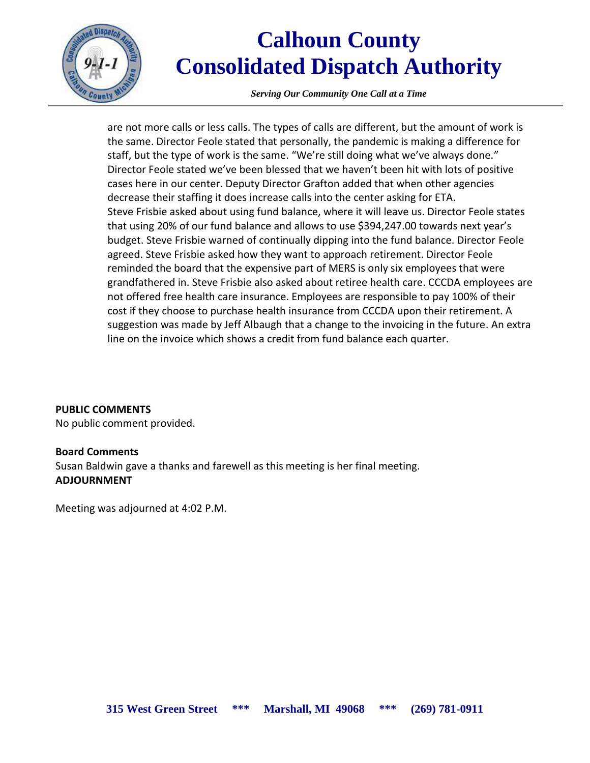are not more calls or less calls. The types of calls are different, but the amount of work is the same. Director Feole stated that personally, the pandemic is making a difference for staff, but the type of work is the same. "We're still doing what we've always done." Director Feole stated we've been blessed that we haven't been hit with lots of positive cases here in our center. Deputy Director Grafton added that when other agencies decrease their staffing it does increase calls into the center asking for ETA.
Steve Frisbie asked about using fund balance, where it will leave us. Director Feole states that using 20% of our fund balance and allows to use $394,247.00 towards next year's budget. Steve Frisbie warned of continually dipping into the fund balance. Director Feole agreed. Steve Frisbie asked how they want to approach retirement. Director Feole reminded the board that the expensive part of MERS is only six employees that were grandfathered in. Steve Frisbie also asked about retiree health care. CCCDA employees are not offered free health care insurance. Employees are responsible to pay 100% of their cost if they choose to purchase health insurance from CCCDA upon their retirement. A suggestion was made by Jeff Albaugh that a change to the invoicing in the future. An extra line on the invoice which shows a credit from fund balance each quarter.

**PUBLIC COMMENTS**

No public comment provided.

**Board Comments**

Susan Baldwin gave a thanks and farewell as this meeting is her final meeting.

**ADJOURNMENT**

Meeting was adjourned at 4:02 P.M.